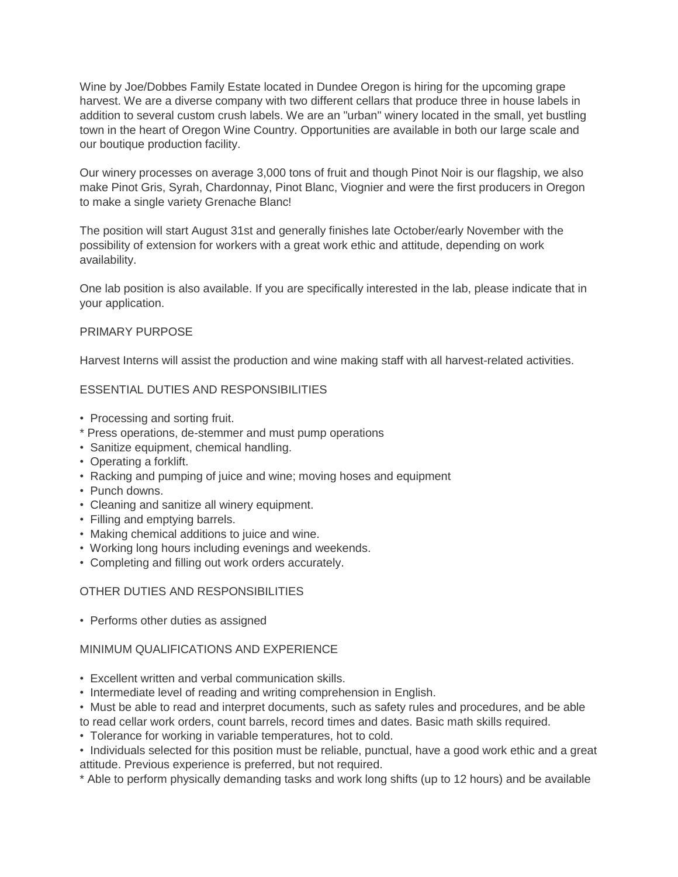Wine by Joe/Dobbes Family Estate located in Dundee Oregon is hiring for the upcoming grape harvest. We are a diverse company with two different cellars that produce three in house labels in addition to several custom crush labels. We are an "urban" winery located in the small, yet bustling town in the heart of Oregon Wine Country. Opportunities are available in both our large scale and our boutique production facility.

Our winery processes on average 3,000 tons of fruit and though Pinot Noir is our flagship, we also make Pinot Gris, Syrah, Chardonnay, Pinot Blanc, Viognier and were the first producers in Oregon to make a single variety Grenache Blanc!

The position will start August 31st and generally finishes late October/early November with the possibility of extension for workers with a great work ethic and attitude, depending on work availability.

One lab position is also available. If you are specifically interested in the lab, please indicate that in your application.

PRIMARY PURPOSE

Harvest Interns will assist the production and wine making staff with all harvest-related activities.

ESSENTIAL DUTIES AND RESPONSIBILITIES

- Processing and sorting fruit.
* Press operations, de-stemmer and must pump operations
- Sanitize equipment, chemical handling.
- Operating a forklift.
- Racking and pumping of juice and wine; moving hoses and equipment
- Punch downs.
- Cleaning and sanitize all winery equipment.
- Filling and emptying barrels.
- Making chemical additions to juice and wine.
- Working long hours including evenings and weekends.
- Completing and filling out work orders accurately.

OTHER DUTIES AND RESPONSIBILITIES

- Performs other duties as assigned

MINIMUM QUALIFICATIONS AND EXPERIENCE

- Excellent written and verbal communication skills.
- Intermediate level of reading and writing comprehension in English.
- Must be able to read and interpret documents, such as safety rules and procedures, and be able to read cellar work orders, count barrels, record times and dates. Basic math skills required.
- Tolerance for working in variable temperatures, hot to cold.
- Individuals selected for this position must be reliable, punctual, have a good work ethic and a great attitude. Previous experience is preferred, but not required.
* Able to perform physically demanding tasks and work long shifts (up to 12 hours) and be available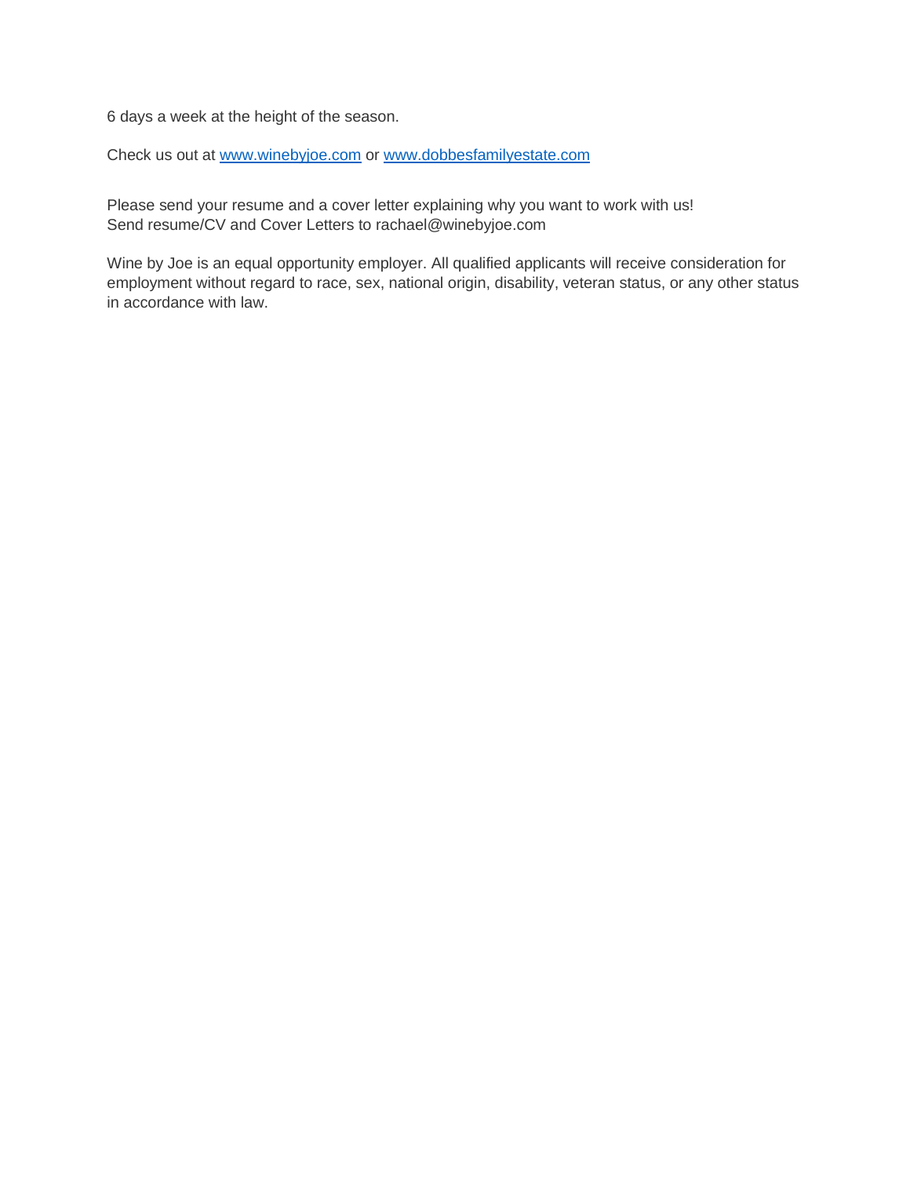6 days a week at the height of the season.

Check us out at [www.winebyjoe.com](http://www.winebyjoe.com) or [www.dobbesfamilyestate.com](http://www.dobbesfamilyestate.com)

Please send your resume and a cover letter explaining why you want to work with us!
Send resume/CV and Cover Letters to rachael@winebyjoe.com

Wine by Joe is an equal opportunity employer. All qualified applicants will receive consideration for employment without regard to race, sex, national origin, disability, veteran status, or any other status in accordance with law.